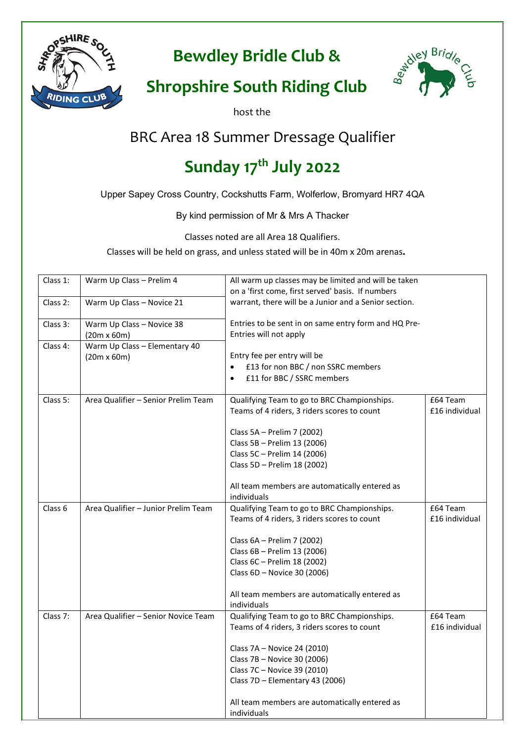# Bewdley Bridle Club &

# Shropshire South Riding Club

host the

## BRC Area 18 Summer Dressage Qualifier

## Sunday 17th July 2022

Upper Sapey Cross Country, Cockshutts Farm, Wolferlow, Bromyard HR7 4QA

By kind permission of Mr & Mrs A Thacker

Classes noted are all Area 18 Qualifiers.

Classes will be held on grass, and unless stated will be in 40m x 20m arenas**.**

| Class | Description | Details | Fee |
|---|---|---|---|
| Class 1: | Warm Up Class – Prelim 4 | All warm up classes may be limited and will be taken on a 'first come, first served' basis. If numbers warrant, there will be a Junior and a Senior section.<br><br>Entries to be sent in on same entry form and HQ Pre-Entries will not apply<br><br>Entry fee per entry will be<br>• £13 for non BBC / non SSRC members<br>• £11 for BBC / SSRC members | |
| Class 2: | Warm Up Class – Novice 21 | | |
| Class 3: | Warm Up Class – Novice 38 (20m x 60m) | | |
| Class 4: | Warm Up Class – Elementary 40 (20m x 60m) | | |
| Class 5: | Area Qualifier – Senior Prelim Team | Qualifying Team to go to BRC Championships. Teams of 4 riders, 3 riders scores to count<br><br>Class 5A – Prelim 7 (2002)<br>Class 5B – Prelim 13 (2006)<br>Class 5C – Prelim 14 (2006)<br>Class 5D – Prelim 18 (2002)<br><br>All team members are automatically entered as individuals | £64 Team<br>£16 individual |
| Class 6 | Area Qualifier – Junior Prelim Team | Qualifying Team to go to BRC Championships. Teams of 4 riders, 3 riders scores to count<br><br>Class 6A – Prelim 7 (2002)<br>Class 6B – Prelim 13 (2006)<br>Class 6C – Prelim 18 (2002)<br>Class 6D – Novice 30 (2006)<br><br>All team members are automatically entered as individuals | £64 Team<br>£16 individual |
| Class 7: | Area Qualifier – Senior Novice Team | Qualifying Team to go to BRC Championships. Teams of 4 riders, 3 riders scores to count<br><br>Class 7A – Novice 24 (2010)<br>Class 7B – Novice 30 (2006)<br>Class 7C – Novice 39 (2010)<br>Class 7D – Elementary 43 (2006)<br><br>All team members are automatically entered as individuals | £64 Team<br>£16 individual |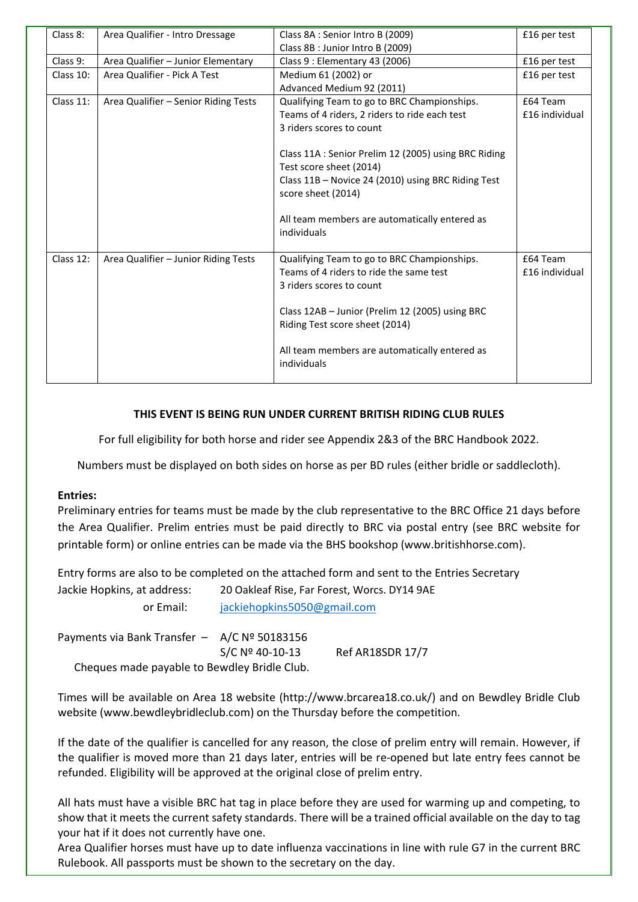| | | | |
|---|---|---|---|
| Class 8: | Area Qualifier - Intro Dressage | Class 8A : Senior Intro B (2009)<br>Class 8B : Junior Intro B (2009) | £16 per test |
| Class 9: | Area Qualifier – Junior Elementary | Class 9 : Elementary 43 (2006) | £16 per test |
| Class 10: | Area Qualifier - Pick A Test | Medium 61 (2002) or<br>Advanced Medium 92 (2011) | £16 per test |
| Class 11: | Area Qualifier – Senior Riding Tests | Qualifying Team to go to BRC Championships.<br>Teams of 4 riders, 2 riders to ride each test<br>3 riders scores to count<br><br>Class 11A : Senior Prelim 12 (2005) using BRC Riding Test score sheet (2014)<br>Class 11B – Novice 24 (2010) using BRC Riding Test score sheet (2014)<br><br>All team members are automatically entered as individuals | £64 Team<br>£16 individual |
| Class 12: | Area Qualifier – Junior Riding Tests | Qualifying Team to go to BRC Championships.<br>Teams of 4 riders to ride the same test<br>3 riders scores to count<br><br>Class 12AB – Junior (Prelim 12 (2005) using BRC Riding Test score sheet (2014)<br><br>All team members are automatically entered as individuals | £64 Team<br>£16 individual |

**THIS EVENT IS BEING RUN UNDER CURRENT BRITISH RIDING CLUB RULES**

For full eligibility for both horse and rider see Appendix 2&3 of the BRC Handbook 2022.

Numbers must be displayed on both sides on horse as per BD rules (either bridle or saddlecloth).

**Entries:**

Preliminary entries for teams must be made by the club representative to the BRC Office 21 days before the Area Qualifier. Prelim entries must be paid directly to BRC via postal entry (see BRC website for printable form) or online entries can be made via the BHS bookshop (www.britishhorse.com).

Entry forms are also to be completed on the attached form and sent to the Entries Secretary

Jackie Hopkins, at address: 20 Oakleaf Rise, Far Forest, Worcs. DY14 9AE

or Email: jackiehopkins5050@gmail.com

Payments via Bank Transfer – A/C Nº 50183156

S/C Nº 40-10-13 Ref AR18SDR 17/7

Cheques made payable to Bewdley Bridle Club.

Times will be available on Area 18 website (http://www.brcarea18.co.uk/) and on Bewdley Bridle Club website (www.bewdleybridleclub.com) on the Thursday before the competition.

If the date of the qualifier is cancelled for any reason, the close of prelim entry will remain. However, if the qualifier is moved more than 21 days later, entries will be re-opened but late entry fees cannot be refunded. Eligibility will be approved at the original close of prelim entry.

All hats must have a visible BRC hat tag in place before they are used for warming up and competing, to show that it meets the current safety standards. There will be a trained official available on the day to tag your hat if it does not currently have one.

Area Qualifier horses must have up to date influenza vaccinations in line with rule G7 in the current BRC Rulebook. All passports must be shown to the secretary on the day.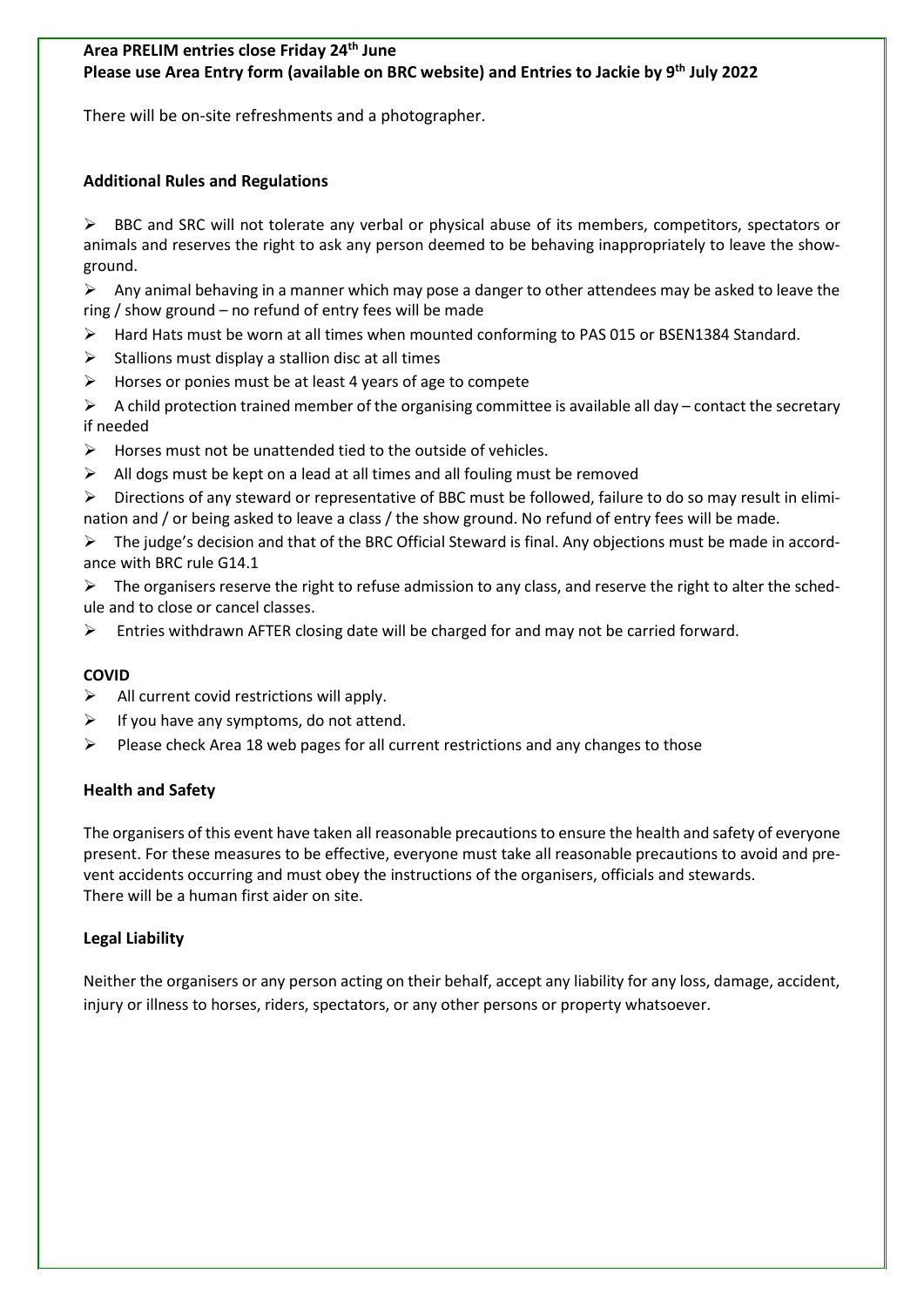**Area PRELIM entries close Friday 24th June**
**Please use Area Entry form (available on BRC website) and Entries to Jackie by 9th July 2022**

There will be on-site refreshments and a photographer.

### Additional Rules and Regulations

- BBC and SRC will not tolerate any verbal or physical abuse of its members, competitors, spectators or animals and reserves the right to ask any person deemed to be behaving inappropriately to leave the show-ground.
- Any animal behaving in a manner which may pose a danger to other attendees may be asked to leave the ring / show ground – no refund of entry fees will be made
- Hard Hats must be worn at all times when mounted conforming to PAS 015 or BSEN1384 Standard.
- Stallions must display a stallion disc at all times
- Horses or ponies must be at least 4 years of age to compete
- A child protection trained member of the organising committee is available all day – contact the secretary if needed
- Horses must not be unattended tied to the outside of vehicles.
- All dogs must be kept on a lead at all times and all fouling must be removed
- Directions of any steward or representative of BBC must be followed, failure to do so may result in elimination and / or being asked to leave a class / the show ground. No refund of entry fees will be made.
- The judge's decision and that of the BRC Official Steward is final. Any objections must be made in accordance with BRC rule G14.1
- The organisers reserve the right to refuse admission to any class, and reserve the right to alter the schedule and to close or cancel classes.
- Entries withdrawn AFTER closing date will be charged for and may not be carried forward.

### COVID

- All current covid restrictions will apply.
- If you have any symptoms, do not attend.
- Please check Area 18 web pages for all current restrictions and any changes to those

### Health and Safety

The organisers of this event have taken all reasonable precautions to ensure the health and safety of everyone present. For these measures to be effective, everyone must take all reasonable precautions to avoid and prevent accidents occurring and must obey the instructions of the organisers, officials and stewards.
There will be a human first aider on site.

### Legal Liability

Neither the organisers or any person acting on their behalf, accept any liability for any loss, damage, accident, injury or illness to horses, riders, spectators, or any other persons or property whatsoever.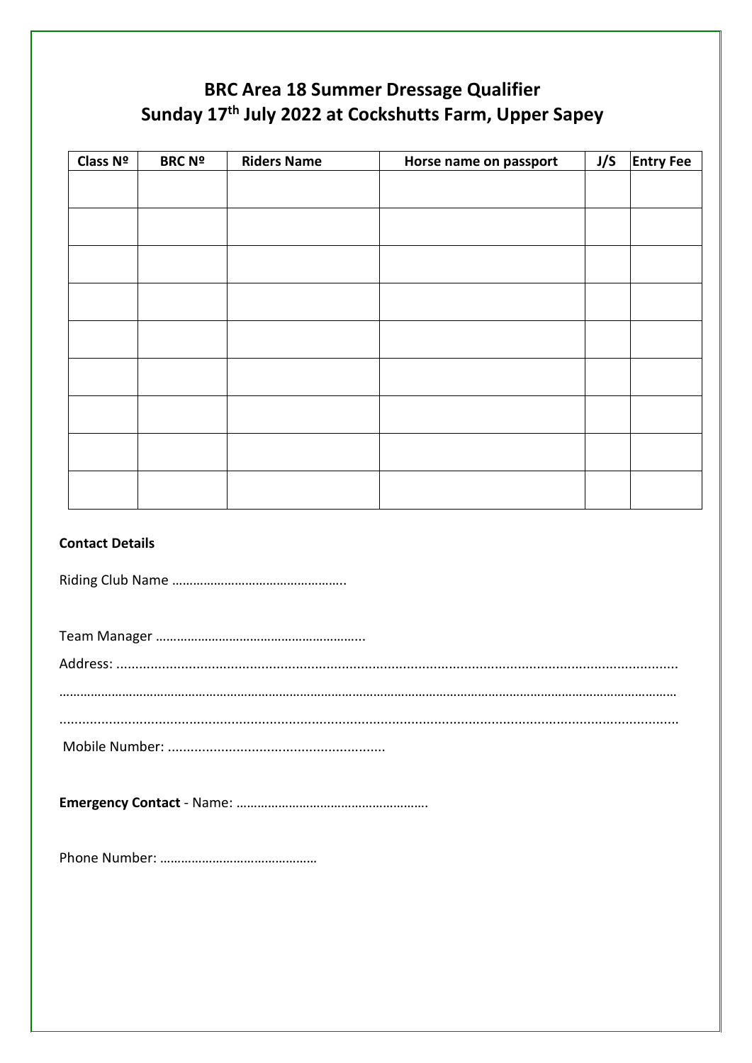# BRC Area 18 Summer Dressage Qualifier
# Sunday 17th July 2022 at Cockshutts Farm, Upper Sapey

| Class № | BRC № | Riders Name | Horse name on passport | J/S | Entry Fee |
|---|---|---|---|---|---|
| | | | | | |
| | | | | | |
| | | | | | |
| | | | | | |
| | | | | | |
| | | | | | |
| | | | | | |
| | | | | | |
| | | | | | |

**Contact Details**

Riding Club Name …………………………………………..

Team Manager …………………………………………………..

Address: ..............................................................................................................................................

……………………………………………………………………………………………………………………………………………………

..............................................................................................................................................

Mobile Number: .........................................................

**Emergency Contact** - Name: ……………………………………………….

Phone Number: ………………………………………